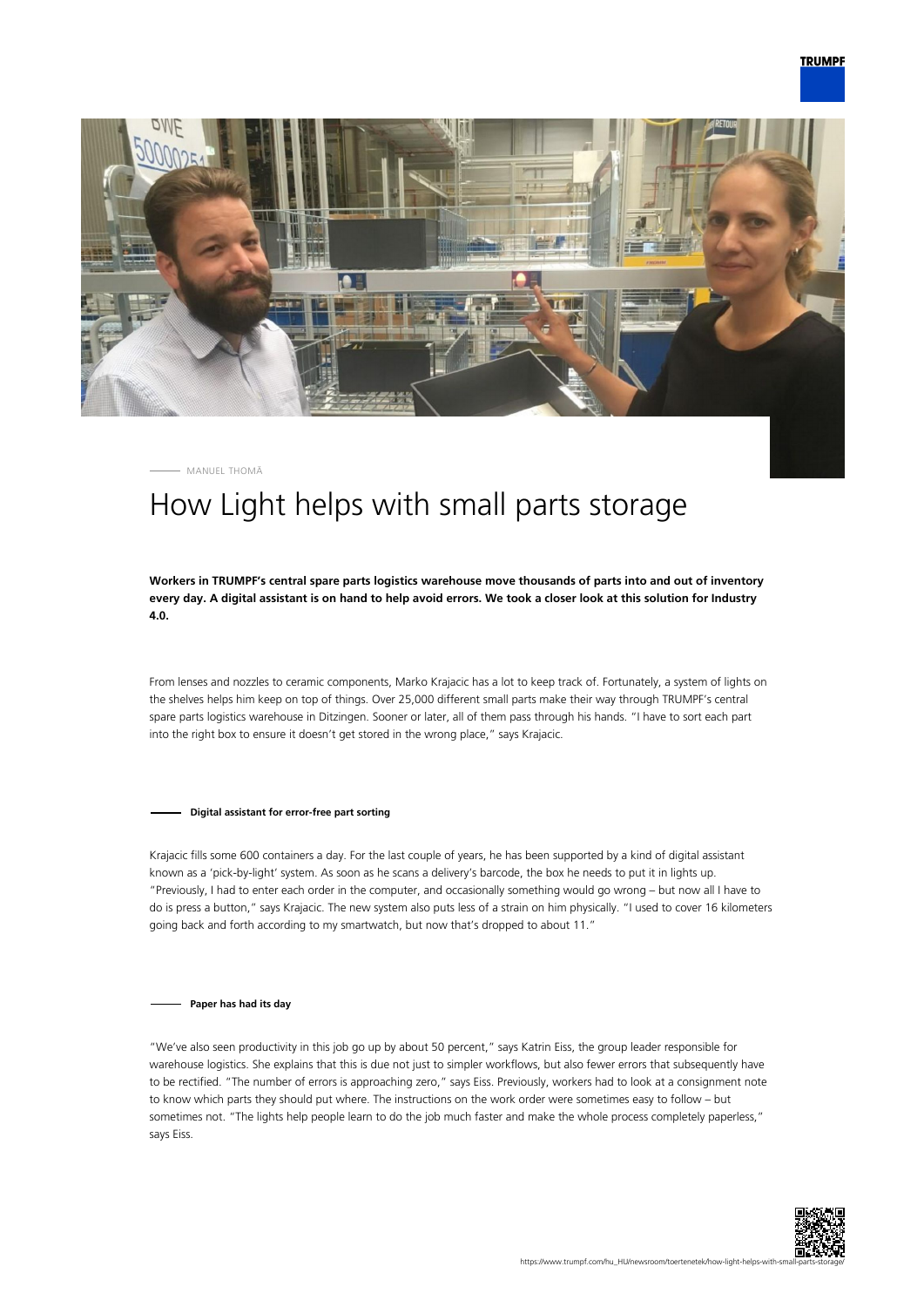MANUEL THOMÄ

# How Light helps with small parts storage

**Workers in TRUMPF's central spare parts logistics warehouse move thousands of parts into and out of inventory every day. A digital assistant is on hand to help avoid errors. We took a closer look at this solution for Industry 4.0.**

From lenses and nozzles to ceramic components, Marko Krajacic has a lot to keep track of. Fortunately, a system of lights on the shelves helps him keep on top of things. Over 25,000 different small parts make their way through TRUMPF's central spare parts logistics warehouse in Ditzingen. Sooner or later, all of them pass through his hands. "I have to sort each part into the right box to ensure it doesn't get stored in the wrong place," says Krajacic.

#### Digital assistant for error-free part sorting

Krajacic fills some 600 containers a day. For the last couple of years, he has been supported by a kind of digital assistant known as a 'pick-by-light' system. As soon as he scans a delivery's barcode, the box he needs to put it in lights up. "Previously, I had to enter each order in the computer, and occasionally something would go wrong – but now all I have to do is press a button," says Krajacic. The new system also puts less of a strain on him physically. "I used to cover 16 kilometers going back and forth according to my smartwatch, but now that's dropped to about 11."

#### Paper has had its day

"We've also seen productivity in this job go up by about 50 percent," says Katrin Eiss, the group leader responsible for warehouse logistics. She explains that this is due not just to simpler workflows, but also fewer errors that subsequently have to be rectified. "The number of errors is approaching zero," says Eiss. Previously, workers had to look at a consignment note to know which parts they should put where. The instructions on the work order were sometimes easy to follow – but sometimes not. "The lights help people learn to do the job much faster and make the whole process completely paperless," says Eiss.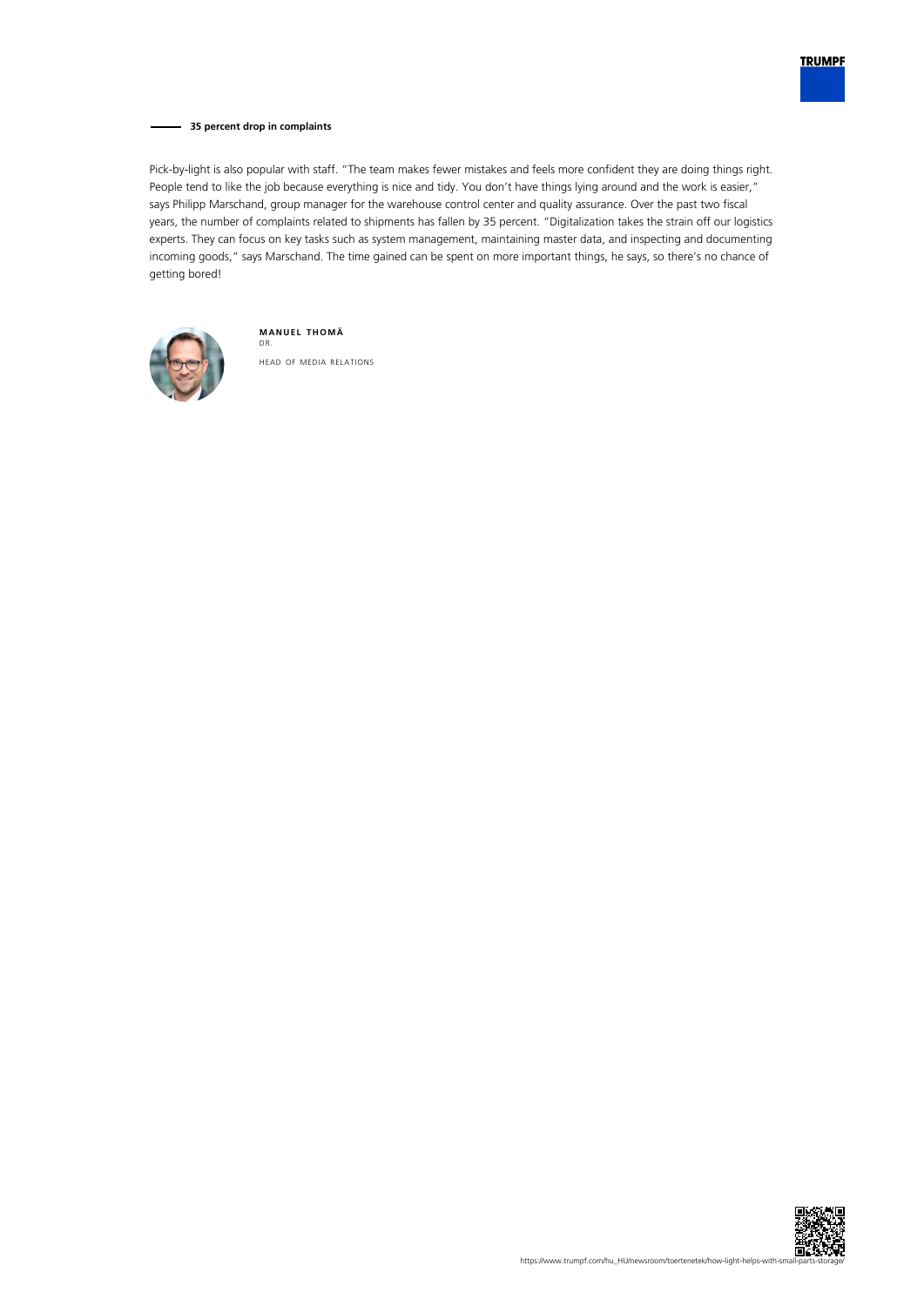## 35 percent drop in complaints

Pick-by-light is also popular with staff. "The team makes fewer mistakes and feels more confident they are doing things right. People tend to like the job because everything is nice and tidy. You don't have things lying around and the work is easier," says Philipp Marschand, group manager for the warehouse control center and quality assurance. Over the past two fiscal years, the number of complaints related to shipments has fallen by 35 percent. "Digitalization takes the strain off our logistics experts. They can focus on key tasks such as system management, maintaining master data, and inspecting and documenting incoming goods," says Marschand. The time gained can be spent on more important things, he says, so there's no chance of getting bored!

**MANUEL THOMÄ**
DR.
HEAD OF MEDIA RELATIONS

https://www.trumpf.com/hu_HU/newsroom/toertenetek/how-light-helps-with-small-parts-storage/